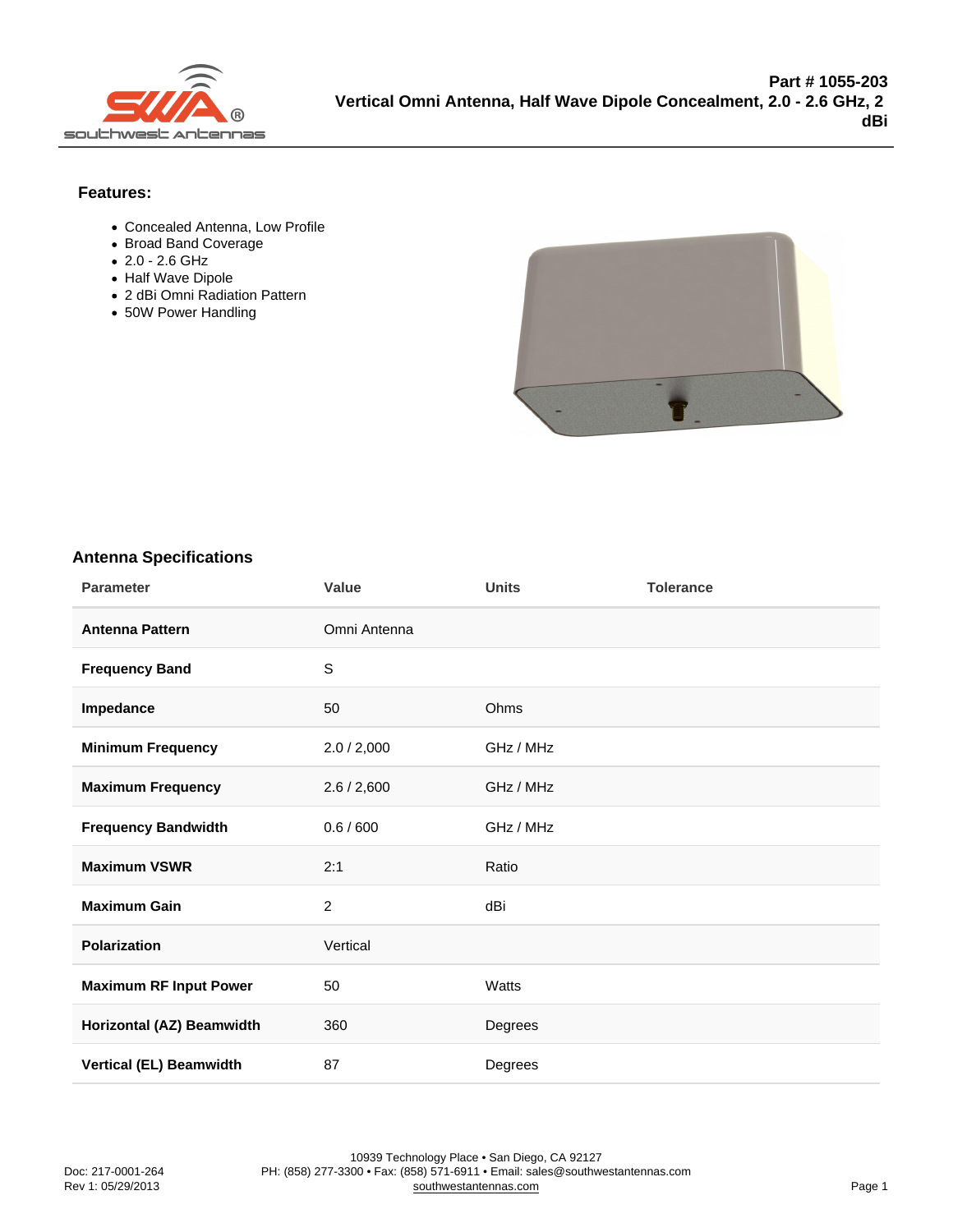# Part # 1055-203

## Vertical Omni Antenna, Half Wave Dipole Concealment, 2.0 - 2.6 GHz, 2 dBi

### Features:

- Concealed Antenna, Low Profile
- Broad Band Coverage
- 2.0 - 2.6 GHz
- Half Wave Dipole
- 2 dBi Omni Radiation Pattern
- 50W Power Handling

### Antenna Specifications

| Parameter | Value | Units | Tolerance |
|---|---|---|---|
| **Antenna Pattern** | Omni Antenna | | |
| **Frequency Band** | S | | |
| **Impedance** | 50 | Ohms | |
| **Minimum Frequency** | 2.0 / 2,000 | GHz / MHz | |
| **Maximum Frequency** | 2.6 / 2,600 | GHz / MHz | |
| **Frequency Bandwidth** | 0.6 / 600 | GHz / MHz | |
| **Maximum VSWR** | 2:1 | Ratio | |
| **Maximum Gain** | 2 | dBi | |
| **Polarization** | Vertical | | |
| **Maximum RF Input Power** | 50 | Watts | |
| **Horizontal (AZ) Beamwidth** | 360 | Degrees | |
| **Vertical (EL) Beamwidth** | 87 | Degrees | |

Doc: 217-0001-264
Rev 1: 05/29/2013

10939 Technology Place • San Diego, CA 92127
PH: (858) 277-3300 • Fax: (858) 571-6911 • Email: sales@southwestantennas.com
southwestantennas.com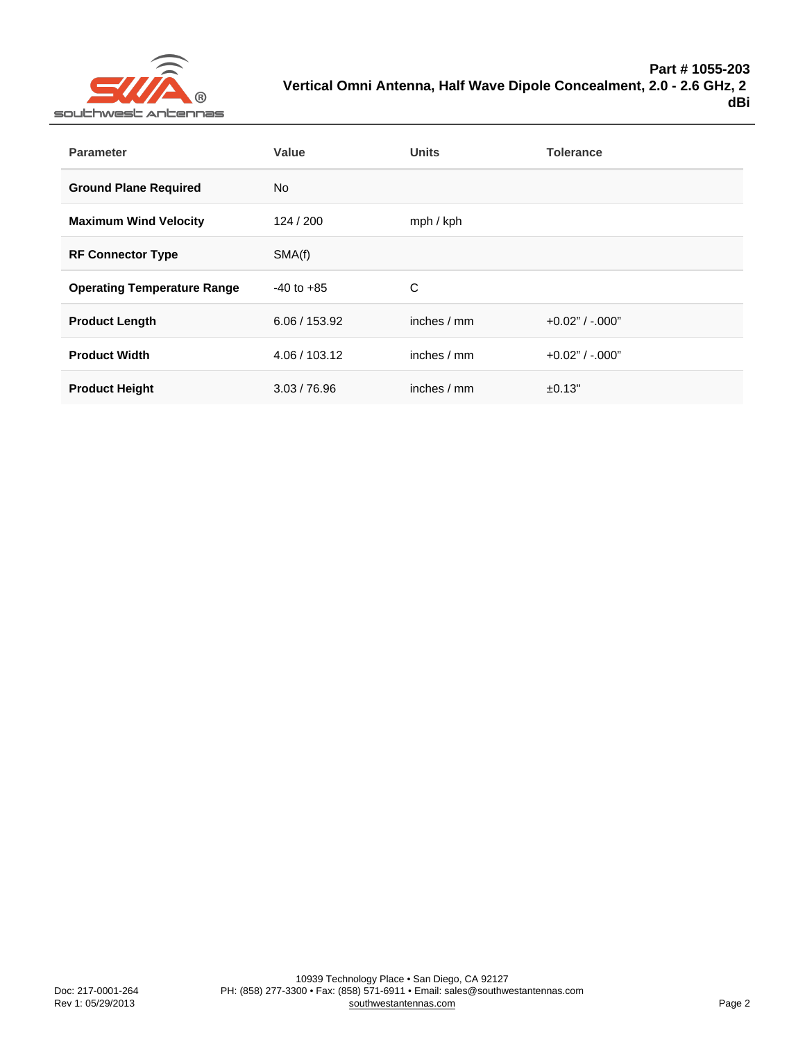| Parameter | Value | Units | Tolerance |
|---|---|---|---|
| **Ground Plane Required** | No | | |
| **Maximum Wind Velocity** | 124 / 200 | mph / kph | |
| **RF Connector Type** | SMA(f) | | |
| **Operating Temperature Range** | -40 to +85 | C | |
| **Product Length** | 6.06 / 153.92 | inches / mm | +0.02” / -.000” |
| **Product Width** | 4.06 / 103.12 | inches / mm | +0.02” / -.000” |
| **Product Height** | 3.03 / 76.96 | inches / mm | ±0.13" |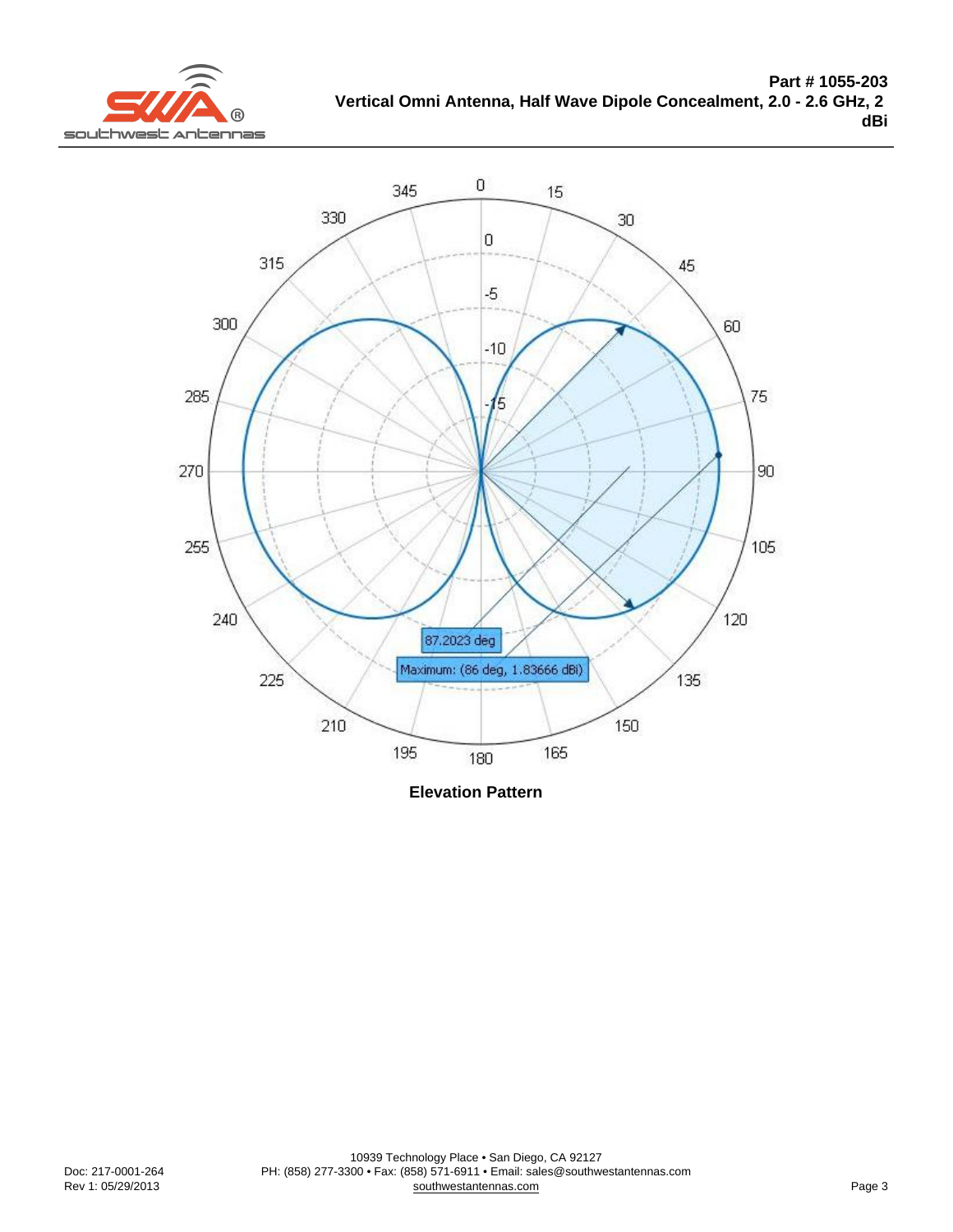**Part # 1055-203**
**Vertical Omni Antenna, Half Wave Dipole Concealment, 2.0 - 2.6 GHz, 2 dBi**

87.2023 deg

Maximum: (86 deg, 1.83666 dBi)

**Elevation Pattern**

Doc: 217-0001-264
Rev 1: 05/29/2013

10939 Technology Place • San Diego, CA 92127
PH: (858) 277-3300 • Fax: (858) 571-6911 • Email: sales@southwestantennas.com
southwestantennas.com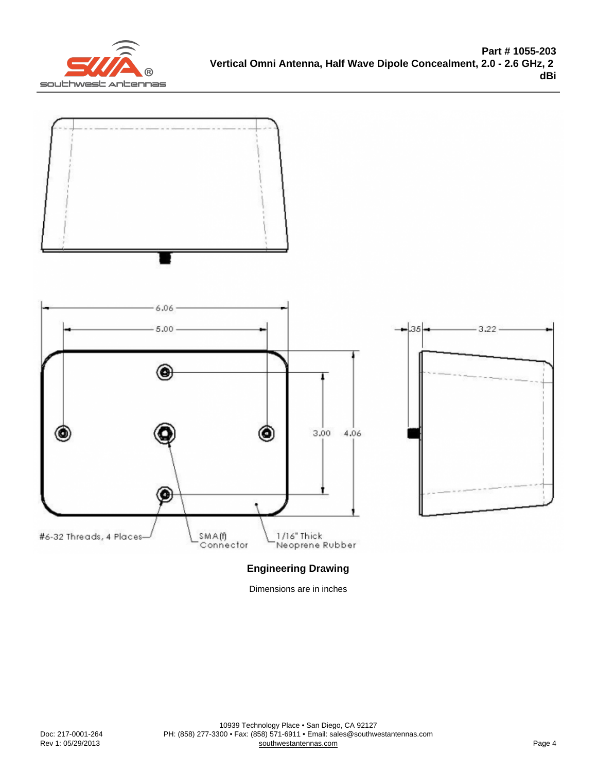6.06

5.00

3.00

4.06

.35

3.22

#6-32 Threads, 4 Places

SMA(f) Connector

1/16" Thick Neoprene Rubber

**Engineering Drawing**

Dimensions are in inches